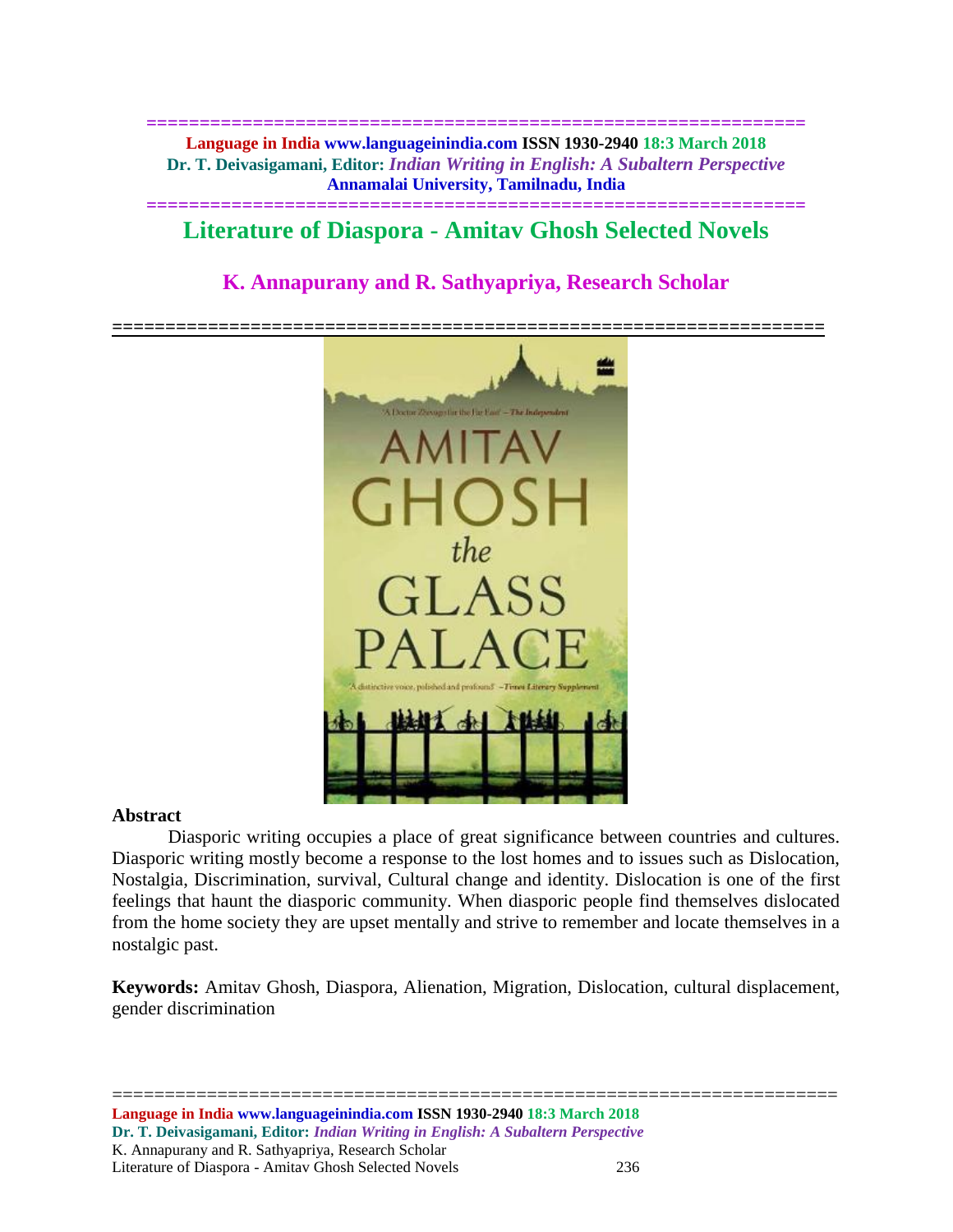# Literature of Diaspora - Amitav Ghosh Selected Novels

## K. Annapurany and R. Sathyapriya, Research Scholar

**Abstract**

Diasporic writing occupies a place of great significance between countries and cultures. Diasporic writing mostly become a response to the lost homes and to issues such as Dislocation, Nostalgia, Discrimination, survival, Cultural change and identity. Dislocation is one of the first feelings that haunt the diasporic community. When diasporic people find themselves dislocated from the home society they are upset mentally and strive to remember and locate themselves in a nostalgic past.

**Keywords:** Amitav Ghosh, Diaspora, Alienation, Migration, Dislocation, cultural displacement, gender discrimination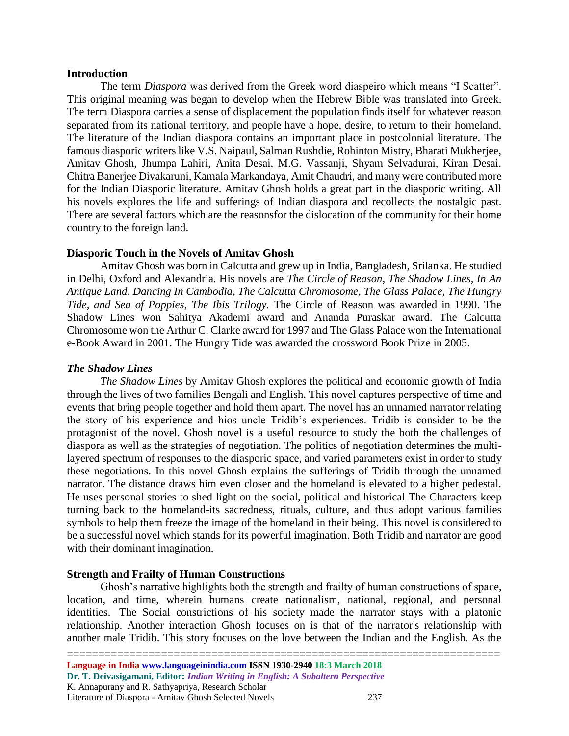## Introduction

The term *Diaspora* was derived from the Greek word diaspeiro which means "I Scatter". This original meaning was began to develop when the Hebrew Bible was translated into Greek. The term Diaspora carries a sense of displacement the population finds itself for whatever reason separated from its national territory, and people have a hope, desire, to return to their homeland. The literature of the Indian diaspora contains an important place in postcolonial literature. The famous diasporic writers like V.S. Naipaul, Salman Rushdie, Rohinton Mistry, Bharati Mukherjee, Amitav Ghosh, Jhumpa Lahiri, Anita Desai, M.G. Vassanji, Shyam Selvadurai, Kiran Desai. Chitra Banerjee Divakaruni, Kamala Markandaya, Amit Chaudri, and many were contributed more for the Indian Diasporic literature. Amitav Ghosh holds a great part in the diasporic writing. All his novels explores the life and sufferings of Indian diaspora and recollects the nostalgic past. There are several factors which are the reasonsfor the dislocation of the community for their home country to the foreign land.

## Diasporic Touch in the Novels of Amitav Ghosh

Amitav Ghosh was born in Calcutta and grew up in India, Bangladesh, Srilanka. He studied in Delhi, Oxford and Alexandria. His novels are *The Circle of Reason, The Shadow Lines, In An Antique Land, Dancing In Cambodia, The Calcutta Chromosome, The Glass Palace, The Hungry Tide, and Sea of Poppies, The Ibis Trilogy.* The Circle of Reason was awarded in 1990. The Shadow Lines won Sahitya Akademi award and Ananda Puraskar award. The Calcutta Chromosome won the Arthur C. Clarke award for 1997 and The Glass Palace won the International e-Book Award in 2001. The Hungry Tide was awarded the crossword Book Prize in 2005.

## *The Shadow Lines*

*The Shadow Lines* by Amitav Ghosh explores the political and economic growth of India through the lives of two families Bengali and English. This novel captures perspective of time and events that bring people together and hold them apart. The novel has an unnamed narrator relating the story of his experience and hios uncle Tridib's experiences. Tridib is consider to be the protagonist of the novel. Ghosh novel is a useful resource to study the both the challenges of diaspora as well as the strategies of negotiation. The politics of negotiation determines the multi-layered spectrum of responses to the diasporic space, and varied parameters exist in order to study these negotiations. In this novel Ghosh explains the sufferings of Tridib through the unnamed narrator. The distance draws him even closer and the homeland is elevated to a higher pedestal. He uses personal stories to shed light on the social, political and historical The Characters keep turning back to the homeland-its sacredness, rituals, culture, and thus adopt various families symbols to help them freeze the image of the homeland in their being. This novel is considered to be a successful novel which stands for its powerful imagination. Both Tridib and narrator are good with their dominant imagination.

## Strength and Frailty of Human Constructions

Ghosh's narrative highlights both the strength and frailty of human constructions of space, location, and time, wherein humans create nationalism, national, regional, and personal identities. The Social constrictions of his society made the narrator stays with a platonic relationship. Another interaction Ghosh focuses on is that of the narrator's relationship with another male Tridib. This story focuses on the love between the Indian and the English. As the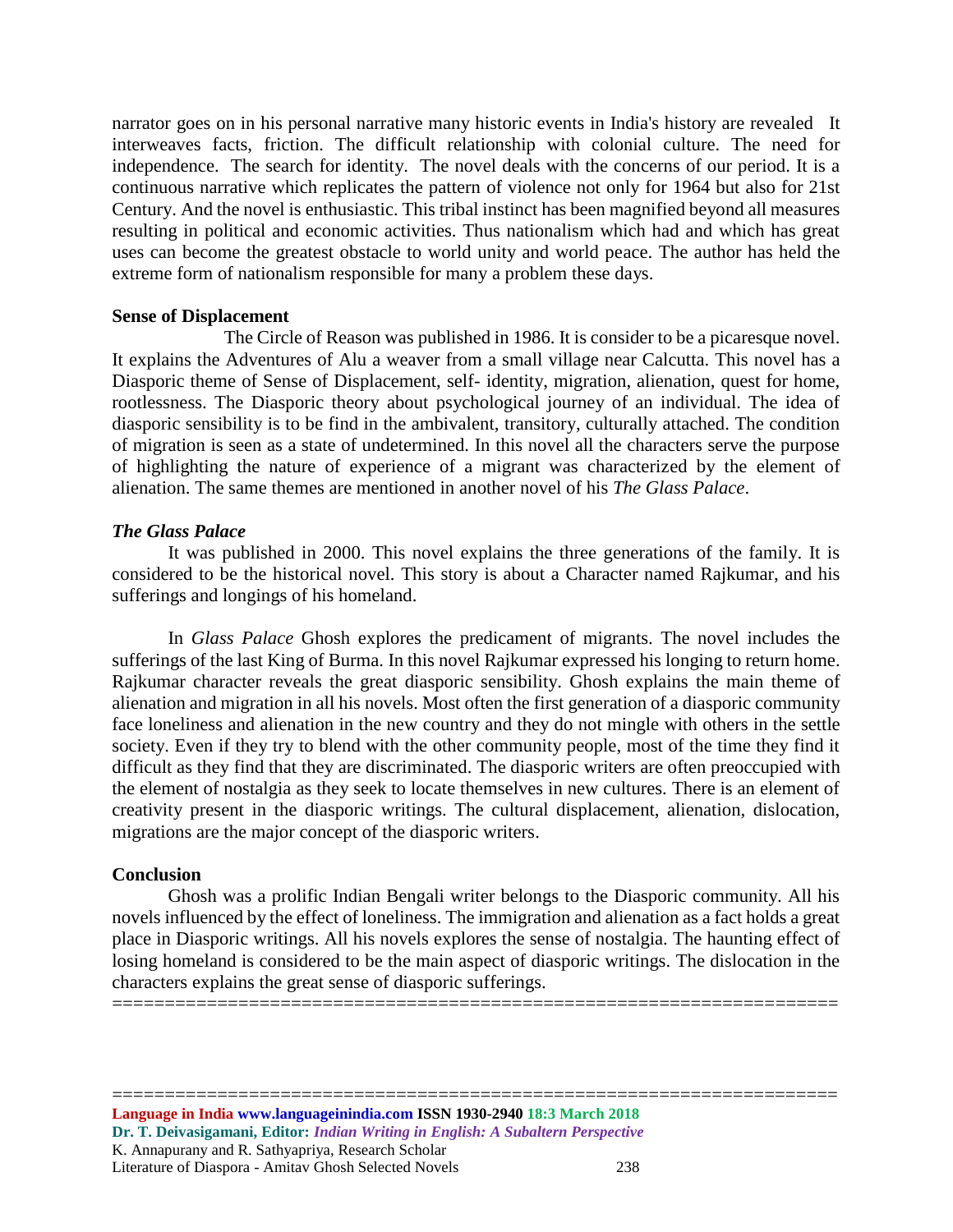narrator goes on in his personal narrative many historic events in India's history are revealed It interweaves facts, friction. The difficult relationship with colonial culture. The need for independence. The search for identity. The novel deals with the concerns of our period. It is a continuous narrative which replicates the pattern of violence not only for 1964 but also for 21st Century. And the novel is enthusiastic. This tribal instinct has been magnified beyond all measures resulting in political and economic activities. Thus nationalism which had and which has great uses can become the greatest obstacle to world unity and world peace. The author has held the extreme form of nationalism responsible for many a problem these days.

**Sense of Displacement**

The Circle of Reason was published in 1986. It is consider to be a picaresque novel. It explains the Adventures of Alu a weaver from a small village near Calcutta. This novel has a Diasporic theme of Sense of Displacement, self- identity, migration, alienation, quest for home, rootlessness. The Diasporic theory about psychological journey of an individual. The idea of diasporic sensibility is to be find in the ambivalent, transitory, culturally attached. The condition of migration is seen as a state of undetermined. In this novel all the characters serve the purpose of highlighting the nature of experience of a migrant was characterized by the element of alienation. The same themes are mentioned in another novel of his *The Glass Palace*.

***The Glass Palace***

It was published in 2000. This novel explains the three generations of the family. It is considered to be the historical novel. This story is about a Character named Rajkumar, and his sufferings and longings of his homeland.

In *Glass Palace* Ghosh explores the predicament of migrants. The novel includes the sufferings of the last King of Burma. In this novel Rajkumar expressed his longing to return home. Rajkumar character reveals the great diasporic sensibility. Ghosh explains the main theme of alienation and migration in all his novels. Most often the first generation of a diasporic community face loneliness and alienation in the new country and they do not mingle with others in the settle society. Even if they try to blend with the other community people, most of the time they find it difficult as they find that they are discriminated. The diasporic writers are often preoccupied with the element of nostalgia as they seek to locate themselves in new cultures. There is an element of creativity present in the diasporic writings. The cultural displacement, alienation, dislocation, migrations are the major concept of the diasporic writers.

**Conclusion**

Ghosh was a prolific Indian Bengali writer belongs to the Diasporic community. All his novels influenced by the effect of loneliness. The immigration and alienation as a fact holds a great place in Diasporic writings. All his novels explores the sense of nostalgia. The haunting effect of losing homeland is considered to be the main aspect of diasporic writings. The dislocation in the characters explains the great sense of diasporic sufferings.

====================================================================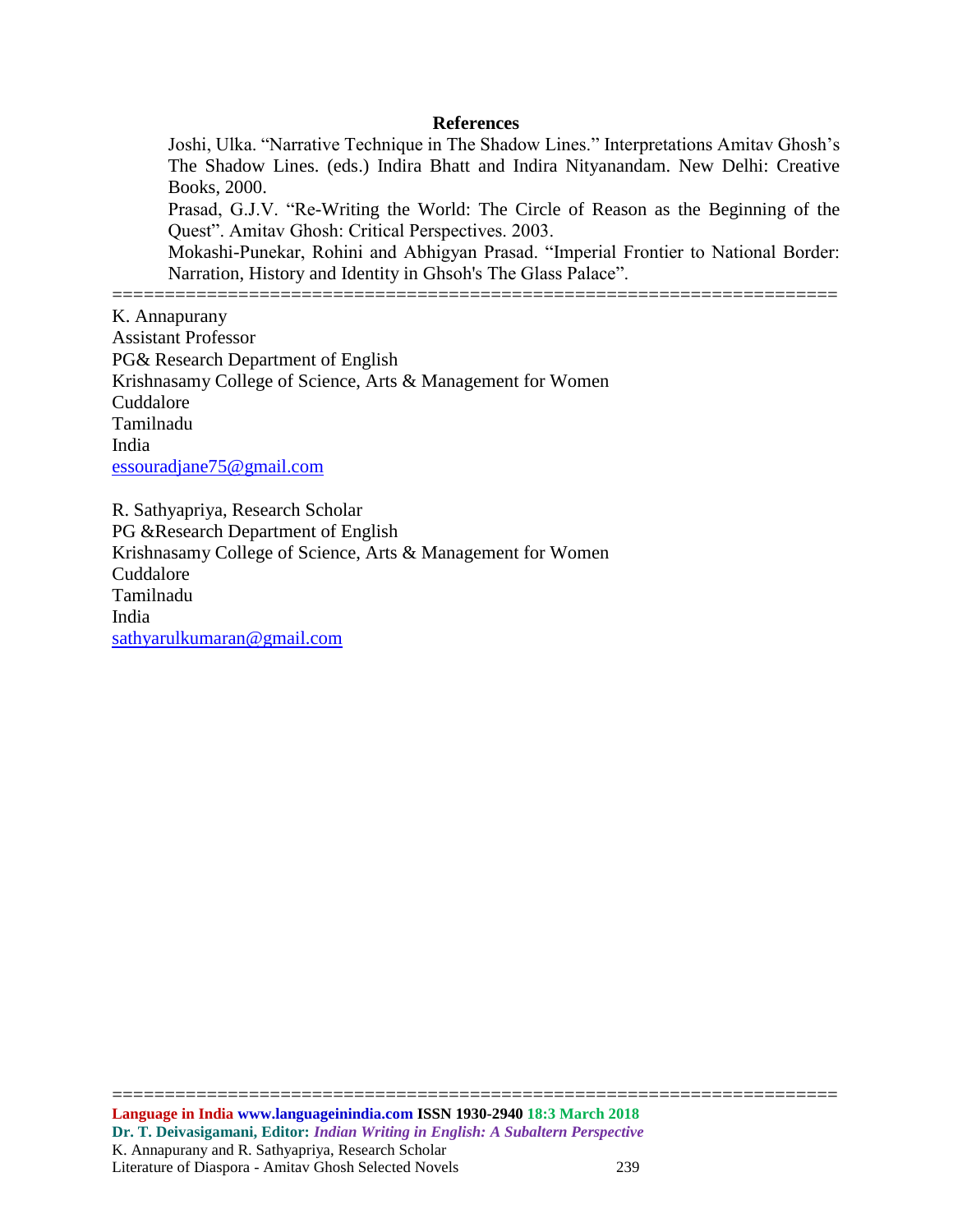## References

Joshi, Ulka. "Narrative Technique in The Shadow Lines." Interpretations Amitav Ghosh's The Shadow Lines. (eds.) Indira Bhatt and Indira Nityanandam. New Delhi: Creative Books, 2000.

Prasad, G.J.V. "Re-Writing the World: The Circle of Reason as the Beginning of the Quest". Amitav Ghosh: Critical Perspectives. 2003.

Mokashi-Punekar, Rohini and Abhigyan Prasad. "Imperial Frontier to National Border: Narration, History and Identity in Ghsoh's The Glass Palace".

=====================================================================

K. Annapurany
Assistant Professor
PG& Research Department of English
Krishnasamy College of Science, Arts & Management for Women
Cuddalore
Tamilnadu
India
essouradjane75@gmail.com

R. Sathyapriya, Research Scholar
PG &Research Department of English
Krishnasamy College of Science, Arts & Management for Women
Cuddalore
Tamilnadu
India
sathyarulkumaran@gmail.com